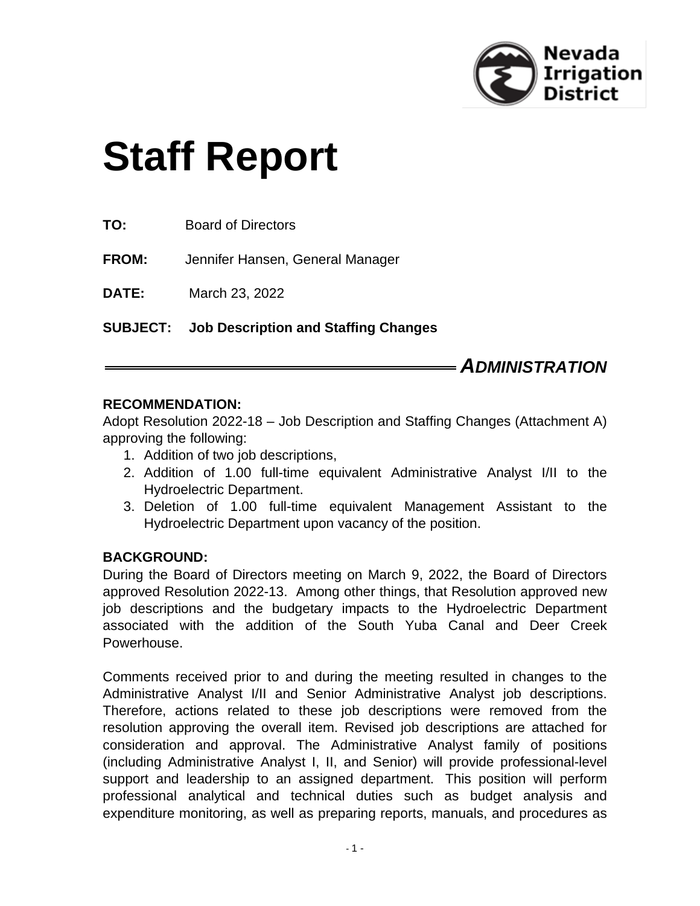Nevada Irrigation District

# Staff Report

**TO:** Board of Directors

**FROM:** Jennifer Hansen, General Manager

**DATE:** March 23, 2022

**SUBJECT: Job Description and Staffing Changes**

***ADMINISTRATION***

**RECOMMENDATION:**
Adopt Resolution 2022-18 – Job Description and Staffing Changes (Attachment A) approving the following:

1. Addition of two job descriptions,
2. Addition of 1.00 full-time equivalent Administrative Analyst I/II to the Hydroelectric Department.
3. Deletion of 1.00 full-time equivalent Management Assistant to the Hydroelectric Department upon vacancy of the position.

**BACKGROUND:**
During the Board of Directors meeting on March 9, 2022, the Board of Directors approved Resolution 2022-13. Among other things, that Resolution approved new job descriptions and the budgetary impacts to the Hydroelectric Department associated with the addition of the South Yuba Canal and Deer Creek Powerhouse.

Comments received prior to and during the meeting resulted in changes to the Administrative Analyst I/II and Senior Administrative Analyst job descriptions. Therefore, actions related to these job descriptions were removed from the resolution approving the overall item. Revised job descriptions are attached for consideration and approval. The Administrative Analyst family of positions (including Administrative Analyst I, II, and Senior) will provide professional-level support and leadership to an assigned department. This position will perform professional analytical and technical duties such as budget analysis and expenditure monitoring, as well as preparing reports, manuals, and procedures as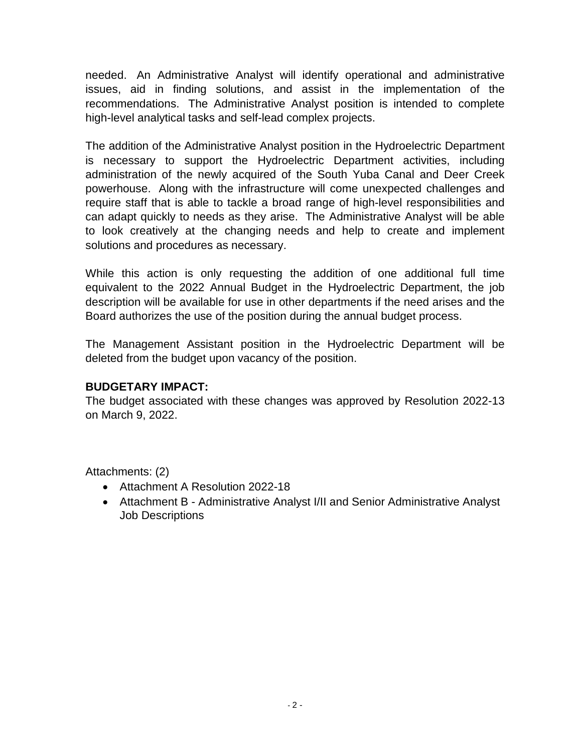needed. An Administrative Analyst will identify operational and administrative issues, aid in finding solutions, and assist in the implementation of the recommendations. The Administrative Analyst position is intended to complete high-level analytical tasks and self-lead complex projects.

The addition of the Administrative Analyst position in the Hydroelectric Department is necessary to support the Hydroelectric Department activities, including administration of the newly acquired of the South Yuba Canal and Deer Creek powerhouse. Along with the infrastructure will come unexpected challenges and require staff that is able to tackle a broad range of high-level responsibilities and can adapt quickly to needs as they arise. The Administrative Analyst will be able to look creatively at the changing needs and help to create and implement solutions and procedures as necessary.

While this action is only requesting the addition of one additional full time equivalent to the 2022 Annual Budget in the Hydroelectric Department, the job description will be available for use in other departments if the need arises and the Board authorizes the use of the position during the annual budget process.

The Management Assistant position in the Hydroelectric Department will be deleted from the budget upon vacancy of the position.

**BUDGETARY IMPACT:**

The budget associated with these changes was approved by Resolution 2022-13 on March 9, 2022.

Attachments: (2)

- Attachment A Resolution 2022-18
- Attachment B - Administrative Analyst I/II and Senior Administrative Analyst Job Descriptions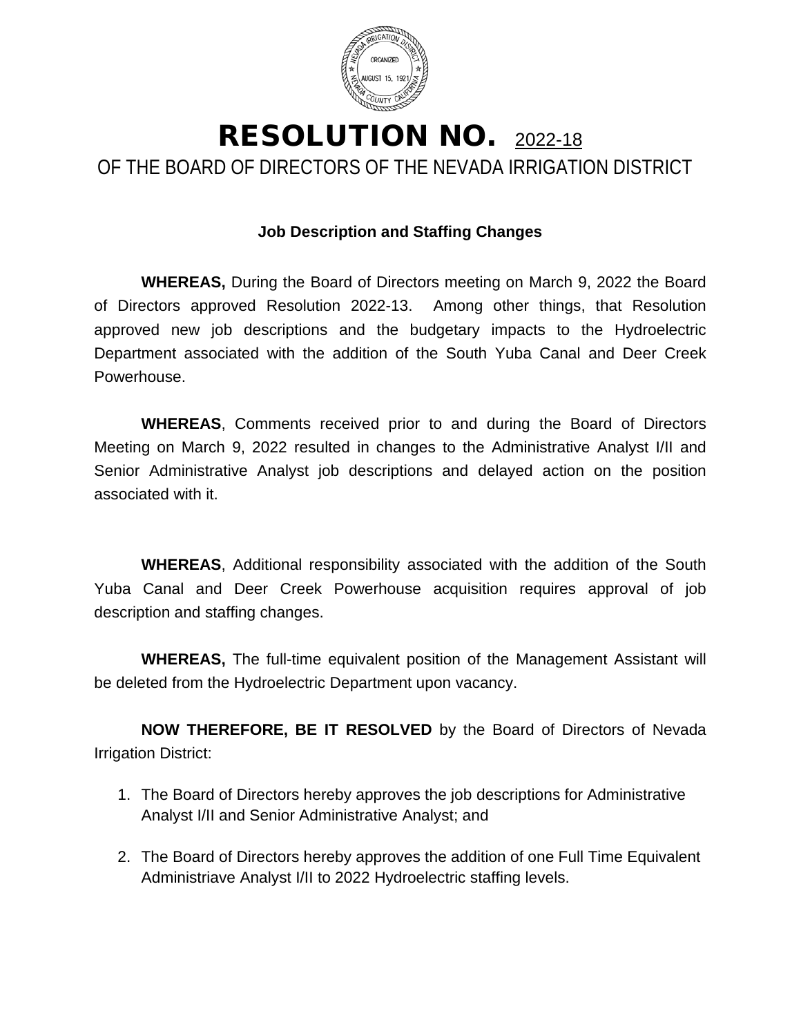# RESOLUTION NO. 2022-18

## OF THE BOARD OF DIRECTORS OF THE NEVADA IRRIGATION DISTRICT

**Job Description and Staffing Changes**

**WHEREAS,** During the Board of Directors meeting on March 9, 2022 the Board of Directors approved Resolution 2022-13. Among other things, that Resolution approved new job descriptions and the budgetary impacts to the Hydroelectric Department associated with the addition of the South Yuba Canal and Deer Creek Powerhouse.

**WHEREAS**, Comments received prior to and during the Board of Directors Meeting on March 9, 2022 resulted in changes to the Administrative Analyst I/II and Senior Administrative Analyst job descriptions and delayed action on the position associated with it.

**WHEREAS**, Additional responsibility associated with the addition of the South Yuba Canal and Deer Creek Powerhouse acquisition requires approval of job description and staffing changes.

**WHEREAS,** The full-time equivalent position of the Management Assistant will be deleted from the Hydroelectric Department upon vacancy.

**NOW THEREFORE, BE IT RESOLVED** by the Board of Directors of Nevada Irrigation District:

1. The Board of Directors hereby approves the job descriptions for Administrative Analyst I/II and Senior Administrative Analyst; and

2. The Board of Directors hereby approves the addition of one Full Time Equivalent Administriave Analyst I/II to 2022 Hydroelectric staffing levels.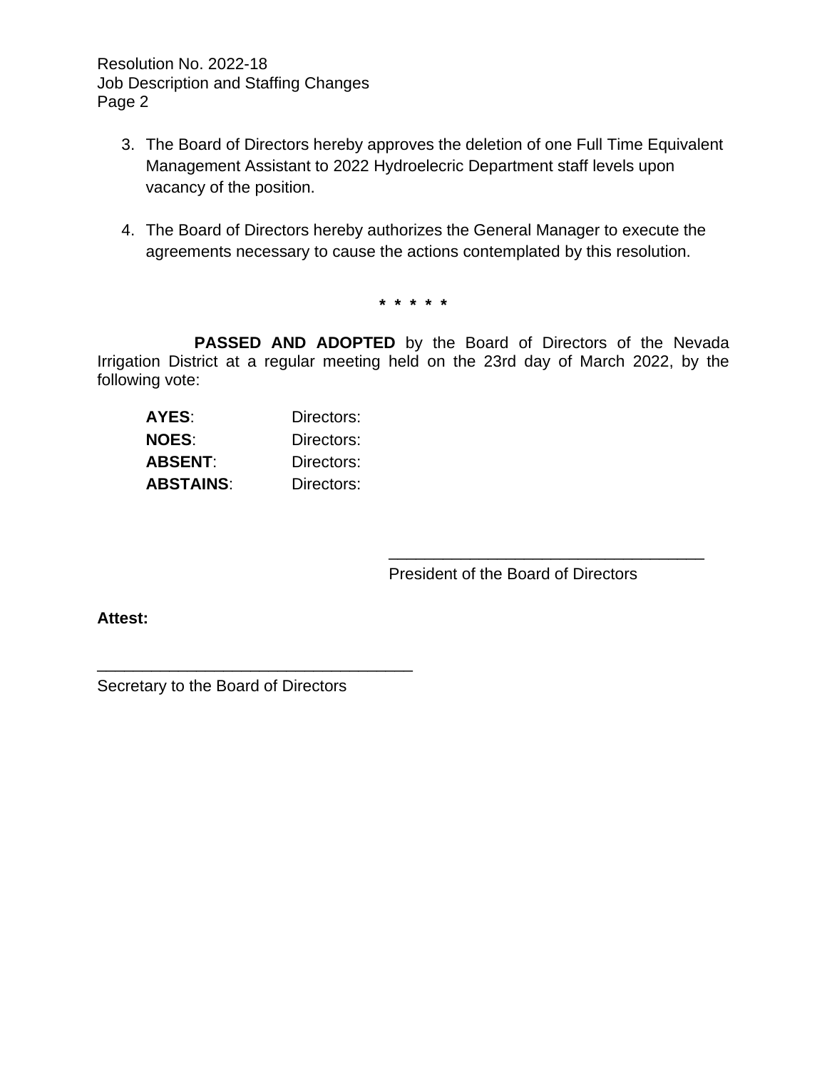3. The Board of Directors hereby approves the deletion of one Full Time Equivalent Management Assistant to 2022 Hydroelecric Department staff levels upon vacancy of the position.

4. The Board of Directors hereby authorizes the General Manager to execute the agreements necessary to cause the actions contemplated by this resolution.

* * * * *

**PASSED AND ADOPTED** by the Board of Directors of the Nevada Irrigation District at a regular meeting held on the 23rd day of March 2022, by the following vote:

**AYES**: Directors:
**NOES**: Directors:
**ABSENT**: Directors:
**ABSTAINS**: Directors:

\_\_\_\_\_\_\_\_\_\_\_\_\_\_\_\_\_\_\_\_\_\_\_\_\_\_\_\_\_\_\_\_\_\_\_
President of the Board of Directors

**Attest:**

\_\_\_\_\_\_\_\_\_\_\_\_\_\_\_\_\_\_\_\_\_\_\_\_\_\_\_\_\_\_\_\_\_\_\_
Secretary to the Board of Directors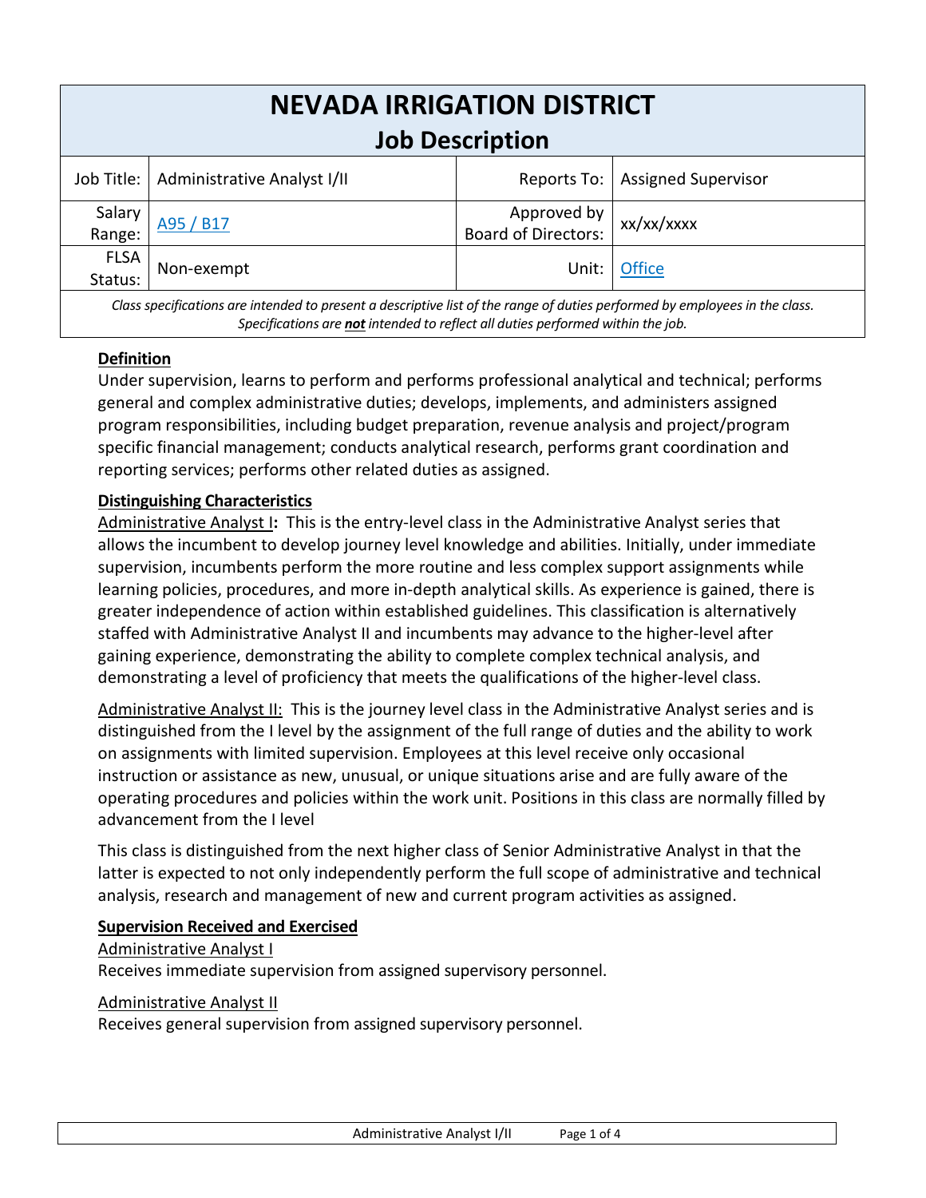# NEVADA IRRIGATION DISTRICT
## Job Description

| Job Title: | Administrative Analyst I/II | Reports To: | Assigned Supervisor |
|---|---|---|---|
| Salary Range: | A95 / B17 | Approved by Board of Directors: | xx/xx/xxxx |
| FLSA Status: | Non-exempt | Unit: | Office |

*Class specifications are intended to present a descriptive list of the range of duties performed by employees in the class. Specifications are **not** intended to reflect all duties performed within the job.*

### Definition

Under supervision, learns to perform and performs professional analytical and technical; performs general and complex administrative duties; develops, implements, and administers assigned program responsibilities, including budget preparation, revenue analysis and project/program specific financial management; conducts analytical research, performs grant coordination and reporting services; performs other related duties as assigned.

### Distinguishing Characteristics

Administrative Analyst I**:** This is the entry-level class in the Administrative Analyst series that allows the incumbent to develop journey level knowledge and abilities. Initially, under immediate supervision, incumbents perform the more routine and less complex support assignments while learning policies, procedures, and more in-depth analytical skills. As experience is gained, there is greater independence of action within established guidelines. This classification is alternatively staffed with Administrative Analyst II and incumbents may advance to the higher-level after gaining experience, demonstrating the ability to complete complex technical analysis, and demonstrating a level of proficiency that meets the qualifications of the higher-level class.

Administrative Analyst II: This is the journey level class in the Administrative Analyst series and is distinguished from the I level by the assignment of the full range of duties and the ability to work on assignments with limited supervision. Employees at this level receive only occasional instruction or assistance as new, unusual, or unique situations arise and are fully aware of the operating procedures and policies within the work unit. Positions in this class are normally filled by advancement from the I level

This class is distinguished from the next higher class of Senior Administrative Analyst in that the latter is expected to not only independently perform the full scope of administrative and technical analysis, research and management of new and current program activities as assigned.

### Supervision Received and Exercised

Administrative Analyst I
Receives immediate supervision from assigned supervisory personnel.

Administrative Analyst II
Receives general supervision from assigned supervisory personnel.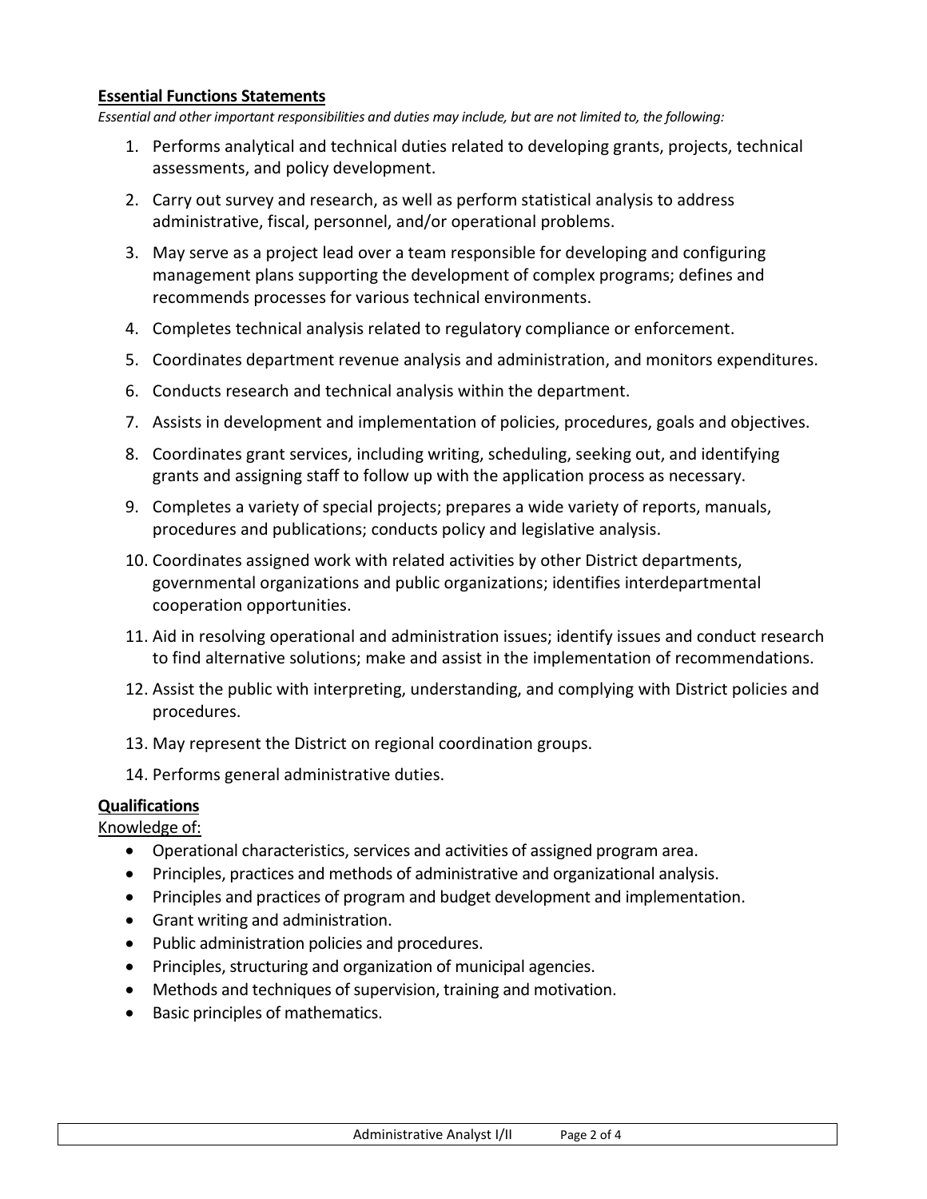## Essential Functions Statements

*Essential and other important responsibilities and duties may include, but are not limited to, the following:*

1. Performs analytical and technical duties related to developing grants, projects, technical assessments, and policy development.
2. Carry out survey and research, as well as perform statistical analysis to address administrative, fiscal, personnel, and/or operational problems.
3. May serve as a project lead over a team responsible for developing and configuring management plans supporting the development of complex programs; defines and recommends processes for various technical environments.
4. Completes technical analysis related to regulatory compliance or enforcement.
5. Coordinates department revenue analysis and administration, and monitors expenditures.
6. Conducts research and technical analysis within the department.
7. Assists in development and implementation of policies, procedures, goals and objectives.
8. Coordinates grant services, including writing, scheduling, seeking out, and identifying grants and assigning staff to follow up with the application process as necessary.
9. Completes a variety of special projects; prepares a wide variety of reports, manuals, procedures and publications; conducts policy and legislative analysis.
10. Coordinates assigned work with related activities by other District departments, governmental organizations and public organizations; identifies interdepartmental cooperation opportunities.
11. Aid in resolving operational and administration issues; identify issues and conduct research to find alternative solutions; make and assist in the implementation of recommendations.
12. Assist the public with interpreting, understanding, and complying with District policies and procedures.
13. May represent the District on regional coordination groups.
14. Performs general administrative duties.

## Qualifications

Knowledge of:

- Operational characteristics, services and activities of assigned program area.
- Principles, practices and methods of administrative and organizational analysis.
- Principles and practices of program and budget development and implementation.
- Grant writing and administration.
- Public administration policies and procedures.
- Principles, structuring and organization of municipal agencies.
- Methods and techniques of supervision, training and motivation.
- Basic principles of mathematics.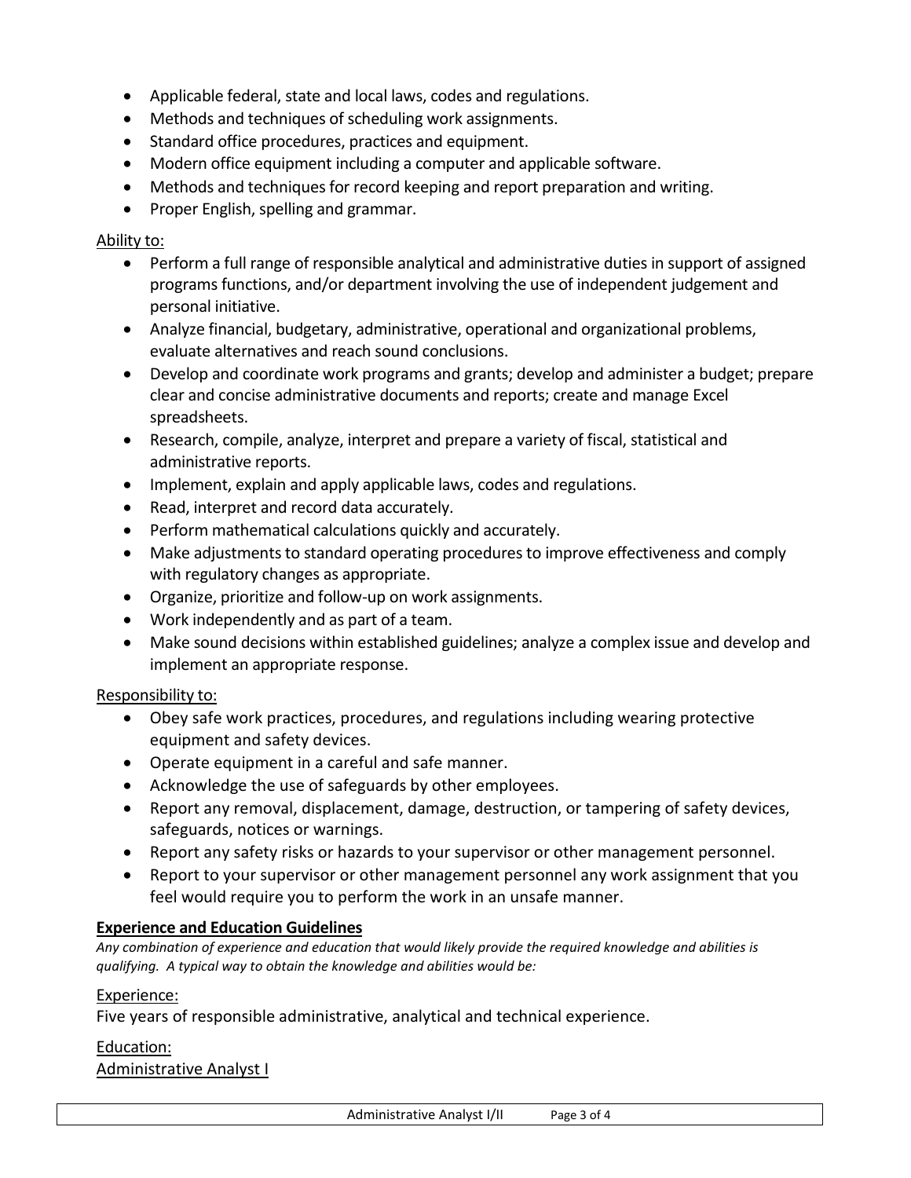- Applicable federal, state and local laws, codes and regulations.
- Methods and techniques of scheduling work assignments.
- Standard office procedures, practices and equipment.
- Modern office equipment including a computer and applicable software.
- Methods and techniques for record keeping and report preparation and writing.
- Proper English, spelling and grammar.

Ability to:

- Perform a full range of responsible analytical and administrative duties in support of assigned programs functions, and/or department involving the use of independent judgement and personal initiative.
- Analyze financial, budgetary, administrative, operational and organizational problems, evaluate alternatives and reach sound conclusions.
- Develop and coordinate work programs and grants; develop and administer a budget; prepare clear and concise administrative documents and reports; create and manage Excel spreadsheets.
- Research, compile, analyze, interpret and prepare a variety of fiscal, statistical and administrative reports.
- Implement, explain and apply applicable laws, codes and regulations.
- Read, interpret and record data accurately.
- Perform mathematical calculations quickly and accurately.
- Make adjustments to standard operating procedures to improve effectiveness and comply with regulatory changes as appropriate.
- Organize, prioritize and follow-up on work assignments.
- Work independently and as part of a team.
- Make sound decisions within established guidelines; analyze a complex issue and develop and implement an appropriate response.

Responsibility to:

- Obey safe work practices, procedures, and regulations including wearing protective equipment and safety devices.
- Operate equipment in a careful and safe manner.
- Acknowledge the use of safeguards by other employees.
- Report any removal, displacement, damage, destruction, or tampering of safety devices, safeguards, notices or warnings.
- Report any safety risks or hazards to your supervisor or other management personnel.
- Report to your supervisor or other management personnel any work assignment that you feel would require you to perform the work in an unsafe manner.

**Experience and Education Guidelines**

*Any combination of experience and education that would likely provide the required knowledge and abilities is qualifying. A typical way to obtain the knowledge and abilities would be:*

Experience:

Five years of responsible administrative, analytical and technical experience.

Education:

Administrative Analyst I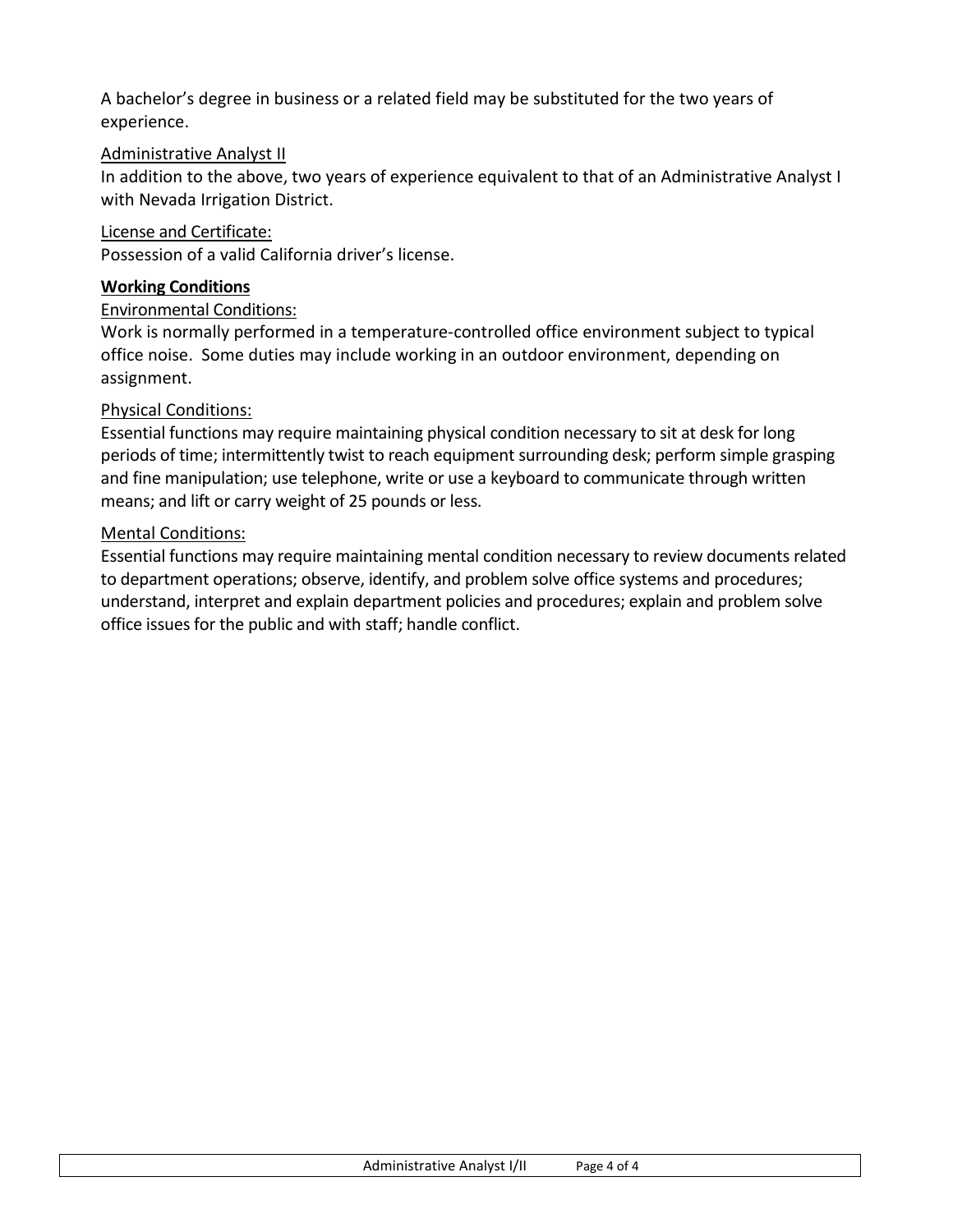A bachelor's degree in business or a related field may be substituted for the two years of experience.

Administrative Analyst II

In addition to the above, two years of experience equivalent to that of an Administrative Analyst I with Nevada Irrigation District.

License and Certificate:

Possession of a valid California driver's license.

**Working Conditions**

Environmental Conditions:

Work is normally performed in a temperature-controlled office environment subject to typical office noise. Some duties may include working in an outdoor environment, depending on assignment.

Physical Conditions:

Essential functions may require maintaining physical condition necessary to sit at desk for long periods of time; intermittently twist to reach equipment surrounding desk; perform simple grasping and fine manipulation; use telephone, write or use a keyboard to communicate through written means; and lift or carry weight of 25 pounds or less.

Mental Conditions:

Essential functions may require maintaining mental condition necessary to review documents related to department operations; observe, identify, and problem solve office systems and procedures; understand, interpret and explain department policies and procedures; explain and problem solve office issues for the public and with staff; handle conflict.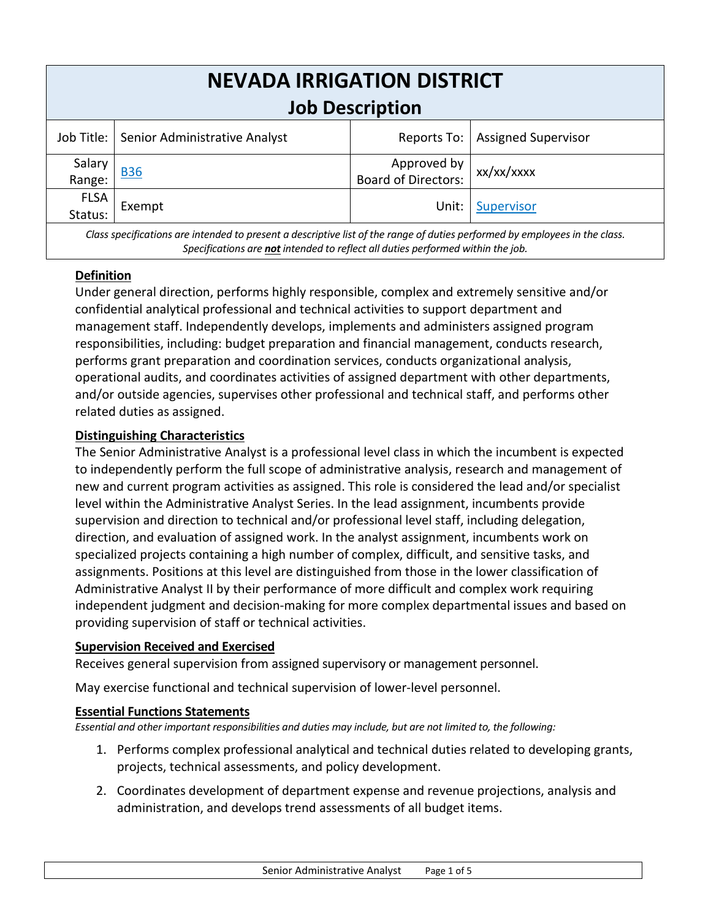# NEVADA IRRIGATION DISTRICT

## Job Description

| Job Title: | Senior Administrative Analyst | Reports To: | Assigned Supervisor |
|---|---|---|---|
| Salary Range: | [B36]() | Approved by Board of Directors: | xx/xx/xxxx |
| FLSA Status: | Exempt | Unit: | [Supervisor]() |

*Class specifications are intended to present a descriptive list of the range of duties performed by employees in the class. Specifications are **not** intended to reflect all duties performed within the job.*

### Definition

Under general direction, performs highly responsible, complex and extremely sensitive and/or confidential analytical professional and technical activities to support department and management staff. Independently develops, implements and administers assigned program responsibilities, including: budget preparation and financial management, conducts research, performs grant preparation and coordination services, conducts organizational analysis, operational audits, and coordinates activities of assigned department with other departments, and/or outside agencies, supervises other professional and technical staff, and performs other related duties as assigned.

### Distinguishing Characteristics

The Senior Administrative Analyst is a professional level class in which the incumbent is expected to independently perform the full scope of administrative analysis, research and management of new and current program activities as assigned. This role is considered the lead and/or specialist level within the Administrative Analyst Series. In the lead assignment, incumbents provide supervision and direction to technical and/or professional level staff, including delegation, direction, and evaluation of assigned work. In the analyst assignment, incumbents work on specialized projects containing a high number of complex, difficult, and sensitive tasks, and assignments. Positions at this level are distinguished from those in the lower classification of Administrative Analyst II by their performance of more difficult and complex work requiring independent judgment and decision-making for more complex departmental issues and based on providing supervision of staff or technical activities.

### Supervision Received and Exercised

Receives general supervision from assigned supervisory or management personnel.

May exercise functional and technical supervision of lower-level personnel.

### Essential Functions Statements

*Essential and other important responsibilities and duties may include, but are not limited to, the following:*

1. Performs complex professional analytical and technical duties related to developing grants, projects, technical assessments, and policy development.
2. Coordinates development of department expense and revenue projections, analysis and administration, and develops trend assessments of all budget items.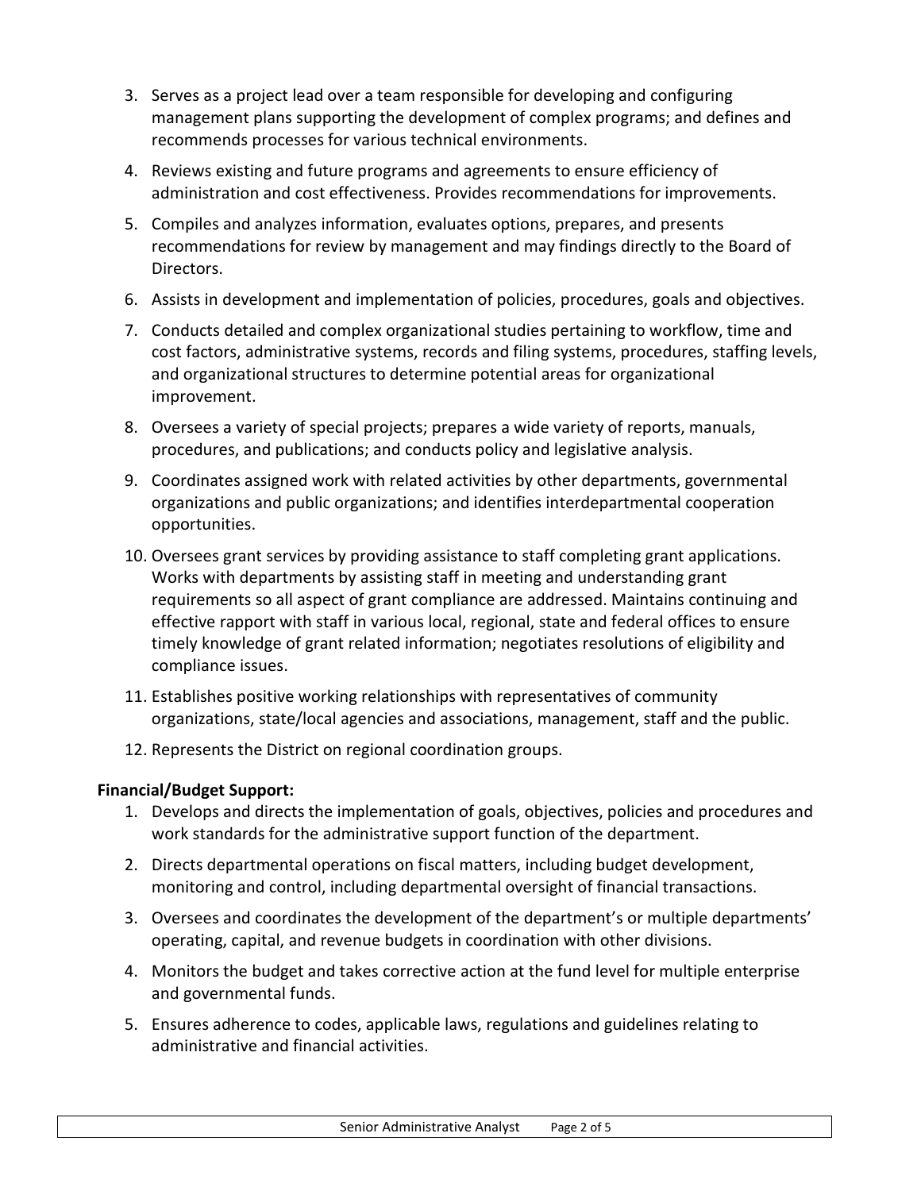3. Serves as a project lead over a team responsible for developing and configuring management plans supporting the development of complex programs; and defines and recommends processes for various technical environments.
4. Reviews existing and future programs and agreements to ensure efficiency of administration and cost effectiveness. Provides recommendations for improvements.
5. Compiles and analyzes information, evaluates options, prepares, and presents recommendations for review by management and may findings directly to the Board of Directors.
6. Assists in development and implementation of policies, procedures, goals and objectives.
7. Conducts detailed and complex organizational studies pertaining to workflow, time and cost factors, administrative systems, records and filing systems, procedures, staffing levels, and organizational structures to determine potential areas for organizational improvement.
8. Oversees a variety of special projects; prepares a wide variety of reports, manuals, procedures, and publications; and conducts policy and legislative analysis.
9. Coordinates assigned work with related activities by other departments, governmental organizations and public organizations; and identifies interdepartmental cooperation opportunities.
10. Oversees grant services by providing assistance to staff completing grant applications. Works with departments by assisting staff in meeting and understanding grant requirements so all aspect of grant compliance are addressed. Maintains continuing and effective rapport with staff in various local, regional, state and federal offices to ensure timely knowledge of grant related information; negotiates resolutions of eligibility and compliance issues.
11. Establishes positive working relationships with representatives of community organizations, state/local agencies and associations, management, staff and the public.
12. Represents the District on regional coordination groups.

**Financial/Budget Support:**

1. Develops and directs the implementation of goals, objectives, policies and procedures and work standards for the administrative support function of the department.
2. Directs departmental operations on fiscal matters, including budget development, monitoring and control, including departmental oversight of financial transactions.
3. Oversees and coordinates the development of the department's or multiple departments' operating, capital, and revenue budgets in coordination with other divisions.
4. Monitors the budget and takes corrective action at the fund level for multiple enterprise and governmental funds.
5. Ensures adherence to codes, applicable laws, regulations and guidelines relating to administrative and financial activities.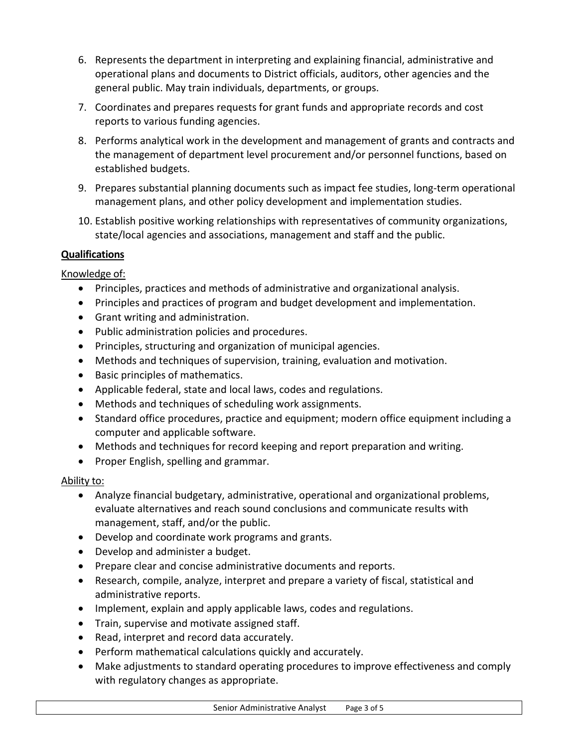6. Represents the department in interpreting and explaining financial, administrative and operational plans and documents to District officials, auditors, other agencies and the general public. May train individuals, departments, or groups.
7. Coordinates and prepares requests for grant funds and appropriate records and cost reports to various funding agencies.
8. Performs analytical work in the development and management of grants and contracts and the management of department level procurement and/or personnel functions, based on established budgets.
9. Prepares substantial planning documents such as impact fee studies, long-term operational management plans, and other policy development and implementation studies.
10. Establish positive working relationships with representatives of community organizations, state/local agencies and associations, management and staff and the public.

**Qualifications**

Knowledge of:

- Principles, practices and methods of administrative and organizational analysis.
- Principles and practices of program and budget development and implementation.
- Grant writing and administration.
- Public administration policies and procedures.
- Principles, structuring and organization of municipal agencies.
- Methods and techniques of supervision, training, evaluation and motivation.
- Basic principles of mathematics.
- Applicable federal, state and local laws, codes and regulations.
- Methods and techniques of scheduling work assignments.
- Standard office procedures, practice and equipment; modern office equipment including a computer and applicable software.
- Methods and techniques for record keeping and report preparation and writing.
- Proper English, spelling and grammar.

Ability to:

- Analyze financial budgetary, administrative, operational and organizational problems, evaluate alternatives and reach sound conclusions and communicate results with management, staff, and/or the public.
- Develop and coordinate work programs and grants.
- Develop and administer a budget.
- Prepare clear and concise administrative documents and reports.
- Research, compile, analyze, interpret and prepare a variety of fiscal, statistical and administrative reports.
- Implement, explain and apply applicable laws, codes and regulations.
- Train, supervise and motivate assigned staff.
- Read, interpret and record data accurately.
- Perform mathematical calculations quickly and accurately.
- Make adjustments to standard operating procedures to improve effectiveness and comply with regulatory changes as appropriate.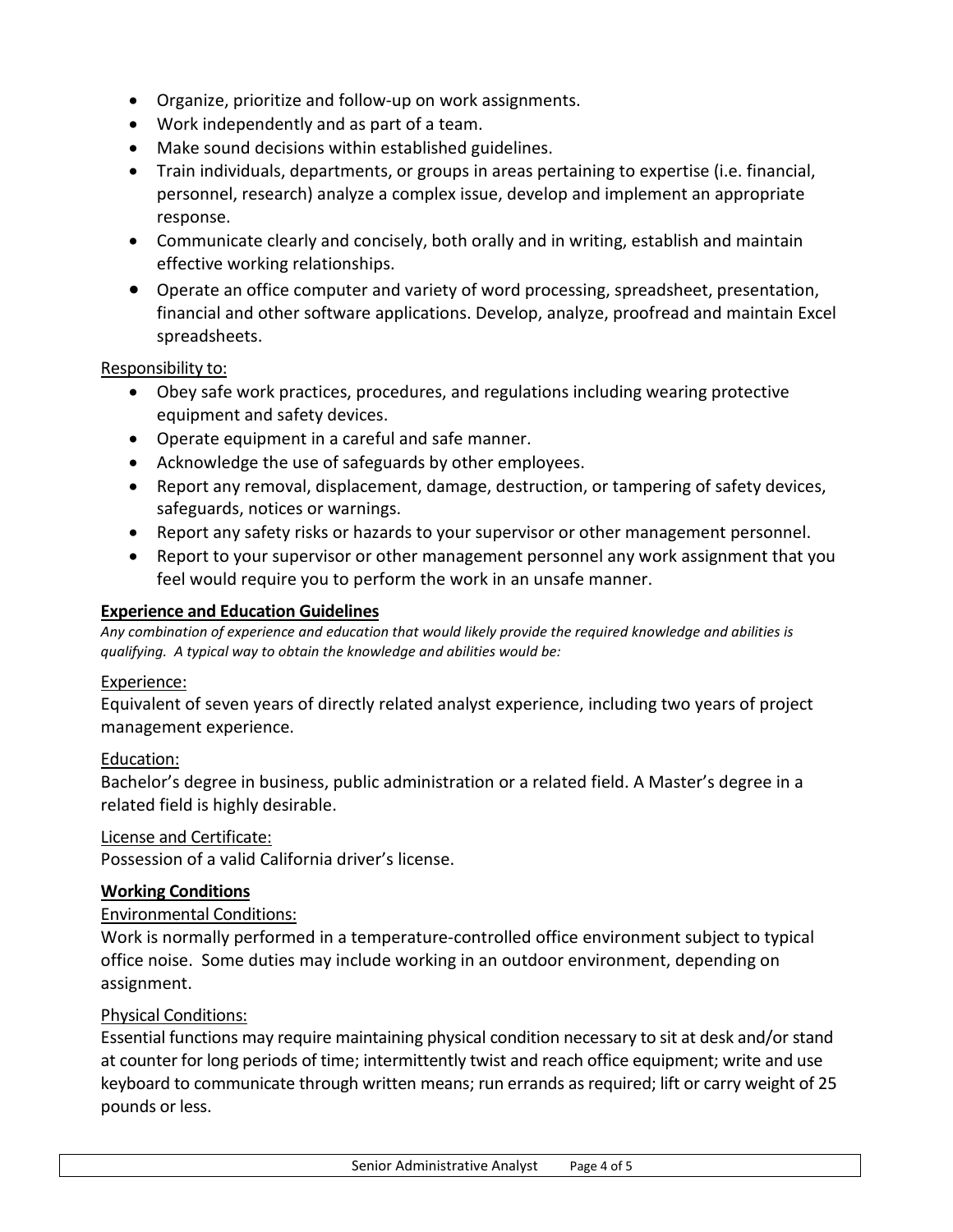- Organize, prioritize and follow-up on work assignments.
- Work independently and as part of a team.
- Make sound decisions within established guidelines.
- Train individuals, departments, or groups in areas pertaining to expertise (i.e. financial, personnel, research) analyze a complex issue, develop and implement an appropriate response.
- Communicate clearly and concisely, both orally and in writing, establish and maintain effective working relationships.
- Operate an office computer and variety of word processing, spreadsheet, presentation, financial and other software applications. Develop, analyze, proofread and maintain Excel spreadsheets.

Responsibility to:

- Obey safe work practices, procedures, and regulations including wearing protective equipment and safety devices.
- Operate equipment in a careful and safe manner.
- Acknowledge the use of safeguards by other employees.
- Report any removal, displacement, damage, destruction, or tampering of safety devices, safeguards, notices or warnings.
- Report any safety risks or hazards to your supervisor or other management personnel.
- Report to your supervisor or other management personnel any work assignment that you feel would require you to perform the work in an unsafe manner.

## Experience and Education Guidelines

*Any combination of experience and education that would likely provide the required knowledge and abilities is qualifying. A typical way to obtain the knowledge and abilities would be:*

Experience:

Equivalent of seven years of directly related analyst experience, including two years of project management experience.

Education:

Bachelor's degree in business, public administration or a related field. A Master's degree in a related field is highly desirable.

License and Certificate:

Possession of a valid California driver's license.

## Working Conditions

Environmental Conditions:

Work is normally performed in a temperature-controlled office environment subject to typical office noise. Some duties may include working in an outdoor environment, depending on assignment.

Physical Conditions:

Essential functions may require maintaining physical condition necessary to sit at desk and/or stand at counter for long periods of time; intermittently twist and reach office equipment; write and use keyboard to communicate through written means; run errands as required; lift or carry weight of 25 pounds or less.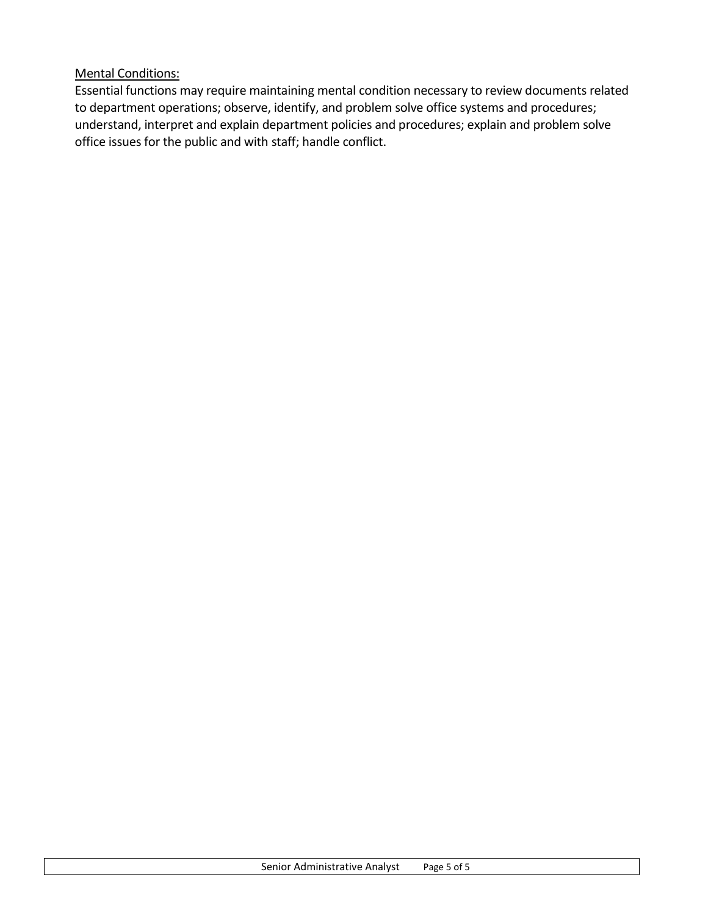<u>Mental Conditions:</u>

Essential functions may require maintaining mental condition necessary to review documents related to department operations; observe, identify, and problem solve office systems and procedures; understand, interpret and explain department policies and procedures; explain and problem solve office issues for the public and with staff; handle conflict.